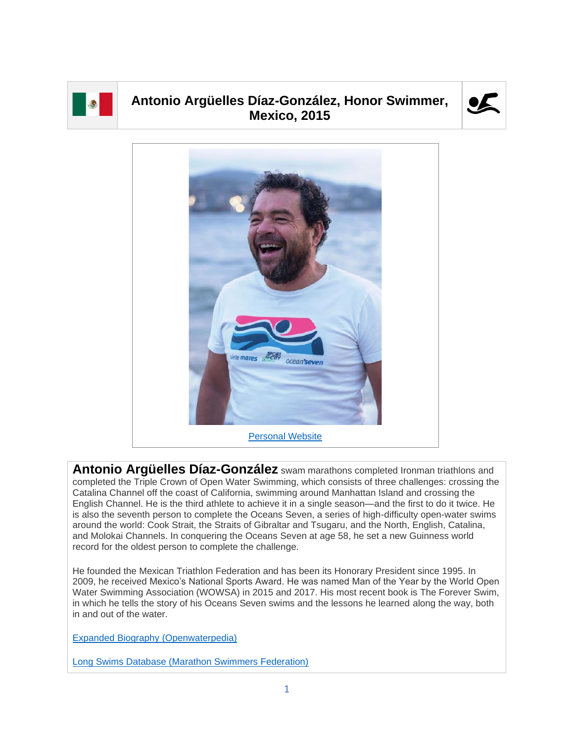# Antonio Argüelles Díaz-González, Honor Swimmer, Mexico, 2015

Personal Website

**Antonio Argüelles Díaz-González** swam marathons completed Ironman triathlons and completed the Triple Crown of Open Water Swimming, which consists of three challenges: crossing the Catalina Channel off the coast of California, swimming around Manhattan Island and crossing the English Channel. He is the third athlete to achieve it in a single season—and the first to do it twice. He is also the seventh person to complete the Oceans Seven, a series of high-difficulty open-water swims around the world: Cook Strait, the Straits of Gibraltar and Tsugaru, and the North, English, Catalina, and Molokai Channels. In conquering the Oceans Seven at age 58, he set a new Guinness world record for the oldest person to complete the challenge.

He founded the Mexican Triathlon Federation and has been its Honorary President since 1995. In 2009, he received Mexico's National Sports Award. He was named Man of the Year by the World Open Water Swimming Association (WOWSA) in 2015 and 2017. His most recent book is The Forever Swim, in which he tells the story of his Oceans Seven swims and the lessons he learned along the way, both in and out of the water.

Expanded Biography (Openwaterpedia)

Long Swims Database (Marathon Swimmers Federation)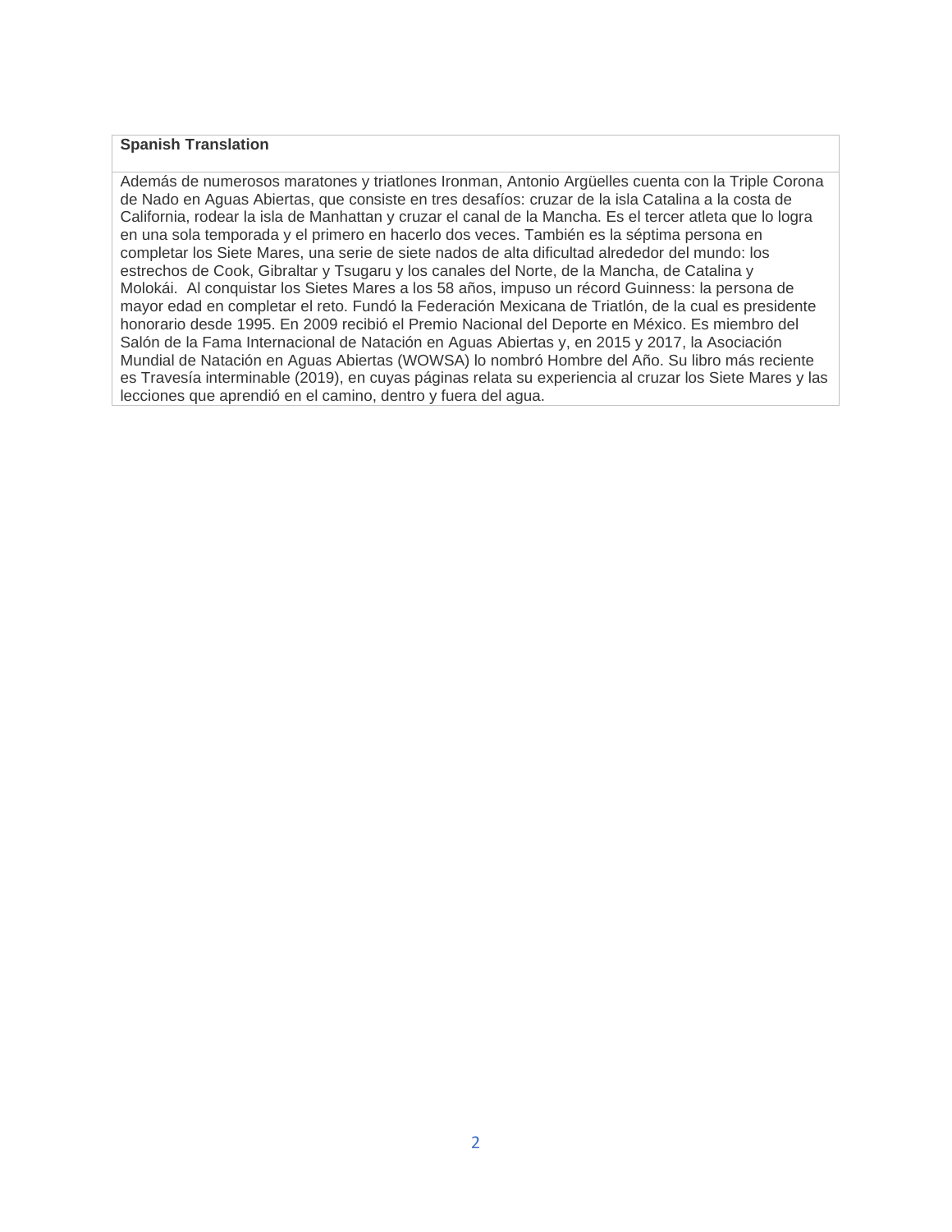| Spanish Translation |
| --- |
| Además de numerosos maratones y triatlones Ironman, Antonio Argüelles cuenta con la Triple Corona de Nado en Aguas Abiertas, que consiste en tres desafíos: cruzar de la isla Catalina a la costa de California, rodear la isla de Manhattan y cruzar el canal de la Mancha. Es el tercer atleta que lo logra en una sola temporada y el primero en hacerlo dos veces. También es la séptima persona en completar los Siete Mares, una serie de siete nados de alta dificultad alrededor del mundo: los estrechos de Cook, Gibraltar y Tsugaru y los canales del Norte, de la Mancha, de Catalina y Molokái.  Al conquistar los Sietes Mares a los 58 años, impuso un récord Guinness: la persona de mayor edad en completar el reto. Fundó la Federación Mexicana de Triatlón, de la cual es presidente honorario desde 1995. En 2009 recibió el Premio Nacional del Deporte en México. Es miembro del Salón de la Fama Internacional de Natación en Aguas Abiertas y, en 2015 y 2017, la Asociación Mundial de Natación en Aguas Abiertas (WOWSA) lo nombró Hombre del Año. Su libro más reciente es Travesía interminable (2019), en cuyas páginas relata su experiencia al cruzar los Siete Mares y las lecciones que aprendió en el camino, dentro y fuera del agua. |